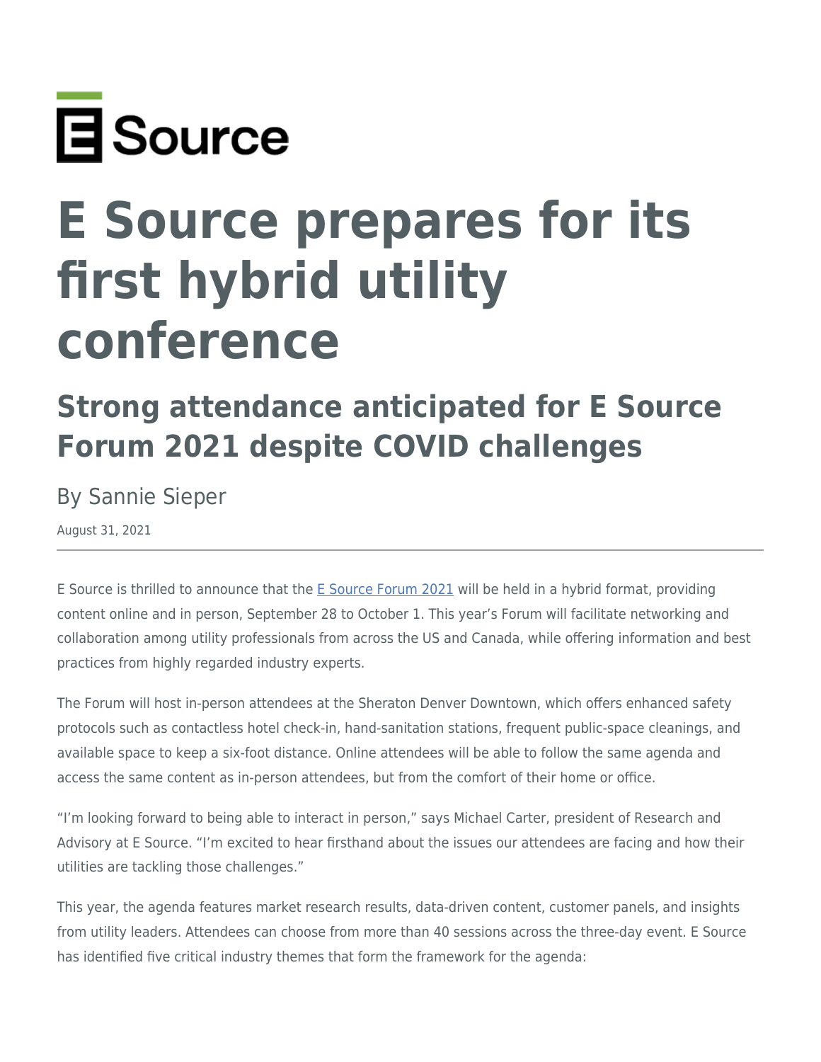E Source

# E Source prepares for its first hybrid utility conference

## Strong attendance anticipated for E Source Forum 2021 despite COVID challenges

By Sannie Sieper

August 31, 2021

---

E Source is thrilled to announce that the E Source Forum 2021 will be held in a hybrid format, providing content online and in person, September 28 to October 1. This year's Forum will facilitate networking and collaboration among utility professionals from across the US and Canada, while offering information and best practices from highly regarded industry experts.

The Forum will host in-person attendees at the Sheraton Denver Downtown, which offers enhanced safety protocols such as contactless hotel check-in, hand-sanitation stations, frequent public-space cleanings, and available space to keep a six-foot distance. Online attendees will be able to follow the same agenda and access the same content as in-person attendees, but from the comfort of their home or office.

"I'm looking forward to being able to interact in person," says Michael Carter, president of Research and Advisory at E Source. "I'm excited to hear firsthand about the issues our attendees are facing and how their utilities are tackling those challenges."

This year, the agenda features market research results, data-driven content, customer panels, and insights from utility leaders. Attendees can choose from more than 40 sessions across the three-day event. E Source has identified five critical industry themes that form the framework for the agenda: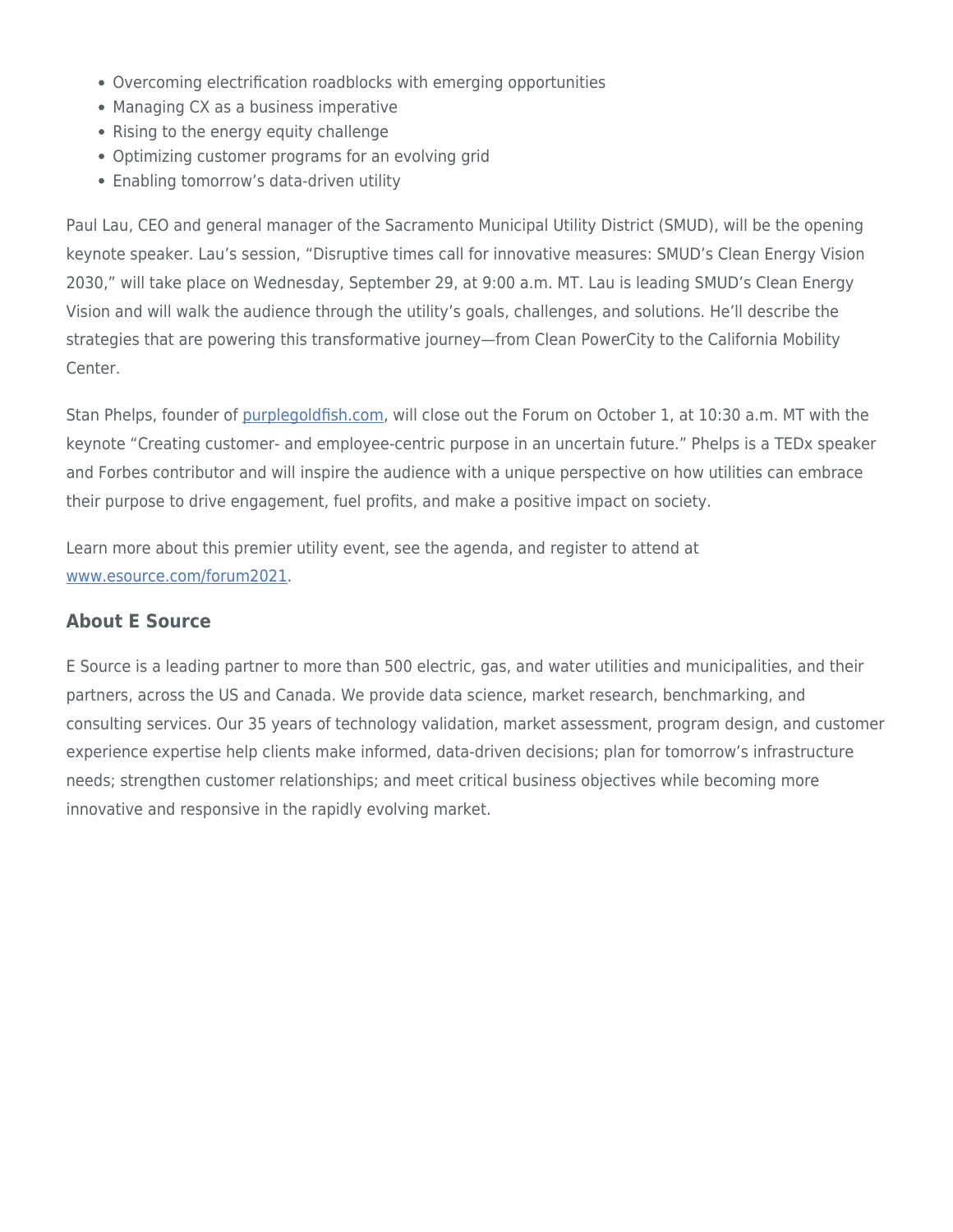- Overcoming electrification roadblocks with emerging opportunities
- Managing CX as a business imperative
- Rising to the energy equity challenge
- Optimizing customer programs for an evolving grid
- Enabling tomorrow's data-driven utility

Paul Lau, CEO and general manager of the Sacramento Municipal Utility District (SMUD), will be the opening keynote speaker. Lau's session, "Disruptive times call for innovative measures: SMUD's Clean Energy Vision 2030," will take place on Wednesday, September 29, at 9:00 a.m. MT. Lau is leading SMUD's Clean Energy Vision and will walk the audience through the utility's goals, challenges, and solutions. He'll describe the strategies that are powering this transformative journey—from Clean PowerCity to the California Mobility Center.

Stan Phelps, founder of [purplegoldfish.com](purplegoldfish.com), will close out the Forum on October 1, at 10:30 a.m. MT with the keynote "Creating customer- and employee-centric purpose in an uncertain future." Phelps is a TEDx speaker and Forbes contributor and will inspire the audience with a unique perspective on how utilities can embrace their purpose to drive engagement, fuel profits, and make a positive impact on society.

Learn more about this premier utility event, see the agenda, and register to attend at [www.esource.com/forum2021](www.esource.com/forum2021).

### About E Source

E Source is a leading partner to more than 500 electric, gas, and water utilities and municipalities, and their partners, across the US and Canada. We provide data science, market research, benchmarking, and consulting services. Our 35 years of technology validation, market assessment, program design, and customer experience expertise help clients make informed, data-driven decisions; plan for tomorrow's infrastructure needs; strengthen customer relationships; and meet critical business objectives while becoming more innovative and responsive in the rapidly evolving market.